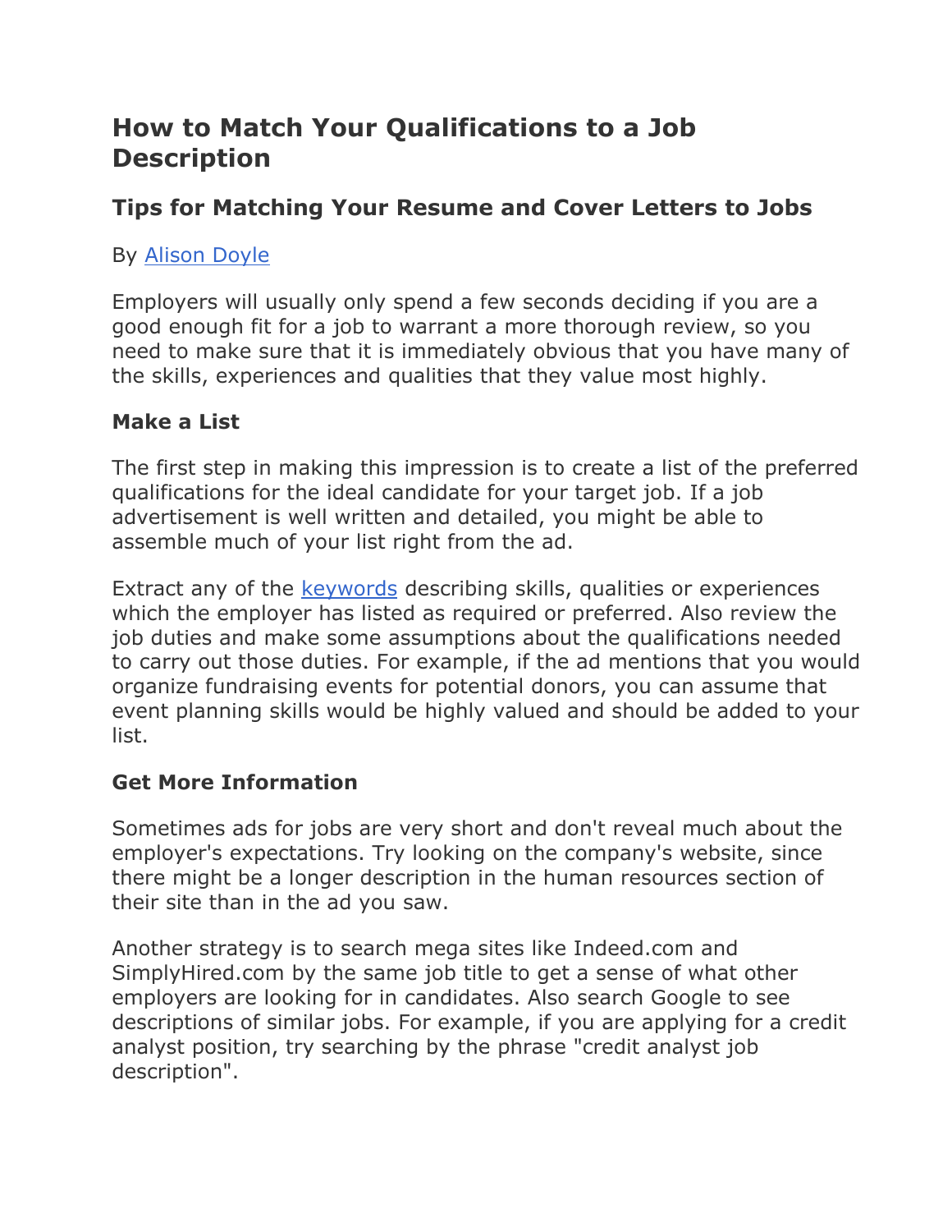# How to Match Your Qualifications to a Job Description

## Tips for Matching Your Resume and Cover Letters to Jobs

By Alison Doyle

Employers will usually only spend a few seconds deciding if you are a good enough fit for a job to warrant a more thorough review, so you need to make sure that it is immediately obvious that you have many of the skills, experiences and qualities that they value most highly.

### Make a List

The first step in making this impression is to create a list of the preferred qualifications for the ideal candidate for your target job. If a job advertisement is well written and detailed, you might be able to assemble much of your list right from the ad.

Extract any of the keywords describing skills, qualities or experiences which the employer has listed as required or preferred. Also review the job duties and make some assumptions about the qualifications needed to carry out those duties. For example, if the ad mentions that you would organize fundraising events for potential donors, you can assume that event planning skills would be highly valued and should be added to your list.

### Get More Information

Sometimes ads for jobs are very short and don't reveal much about the employer's expectations. Try looking on the company's website, since there might be a longer description in the human resources section of their site than in the ad you saw.

Another strategy is to search mega sites like Indeed.com and SimplyHired.com by the same job title to get a sense of what other employers are looking for in candidates. Also search Google to see descriptions of similar jobs. For example, if you are applying for a credit analyst position, try searching by the phrase "credit analyst job description".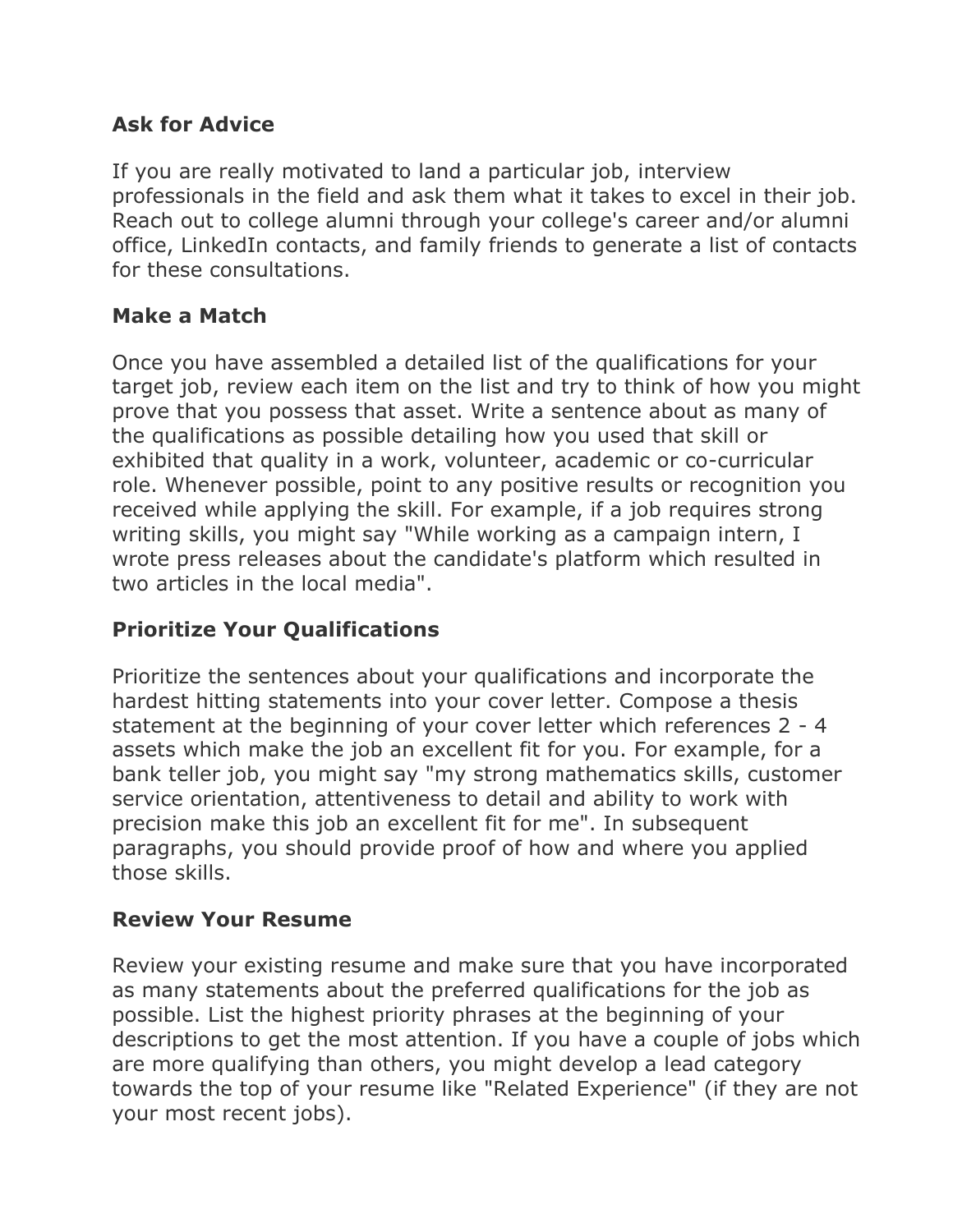### Ask for Advice

If you are really motivated to land a particular job, interview professionals in the field and ask them what it takes to excel in their job. Reach out to college alumni through your college's career and/or alumni office, LinkedIn contacts, and family friends to generate a list of contacts for these consultations.

### Make a Match

Once you have assembled a detailed list of the qualifications for your target job, review each item on the list and try to think of how you might prove that you possess that asset. Write a sentence about as many of the qualifications as possible detailing how you used that skill or exhibited that quality in a work, volunteer, academic or co-curricular role. Whenever possible, point to any positive results or recognition you received while applying the skill. For example, if a job requires strong writing skills, you might say "While working as a campaign intern, I wrote press releases about the candidate's platform which resulted in two articles in the local media".

### Prioritize Your Qualifications

Prioritize the sentences about your qualifications and incorporate the hardest hitting statements into your cover letter. Compose a thesis statement at the beginning of your cover letter which references 2 - 4 assets which make the job an excellent fit for you. For example, for a bank teller job, you might say "my strong mathematics skills, customer service orientation, attentiveness to detail and ability to work with precision make this job an excellent fit for me". In subsequent paragraphs, you should provide proof of how and where you applied those skills.

### Review Your Resume

Review your existing resume and make sure that you have incorporated as many statements about the preferred qualifications for the job as possible. List the highest priority phrases at the beginning of your descriptions to get the most attention. If you have a couple of jobs which are more qualifying than others, you might develop a lead category towards the top of your resume like "Related Experience" (if they are not your most recent jobs).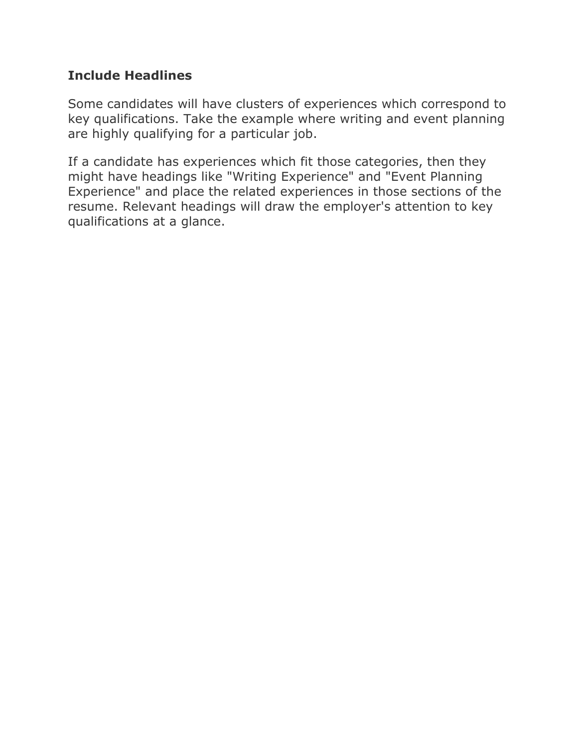**Include Headlines**

Some candidates will have clusters of experiences which correspond to key qualifications. Take the example where writing and event planning are highly qualifying for a particular job.

If a candidate has experiences which fit those categories, then they might have headings like "Writing Experience" and "Event Planning Experience" and place the related experiences in those sections of the resume. Relevant headings will draw the employer's attention to key qualifications at a glance.